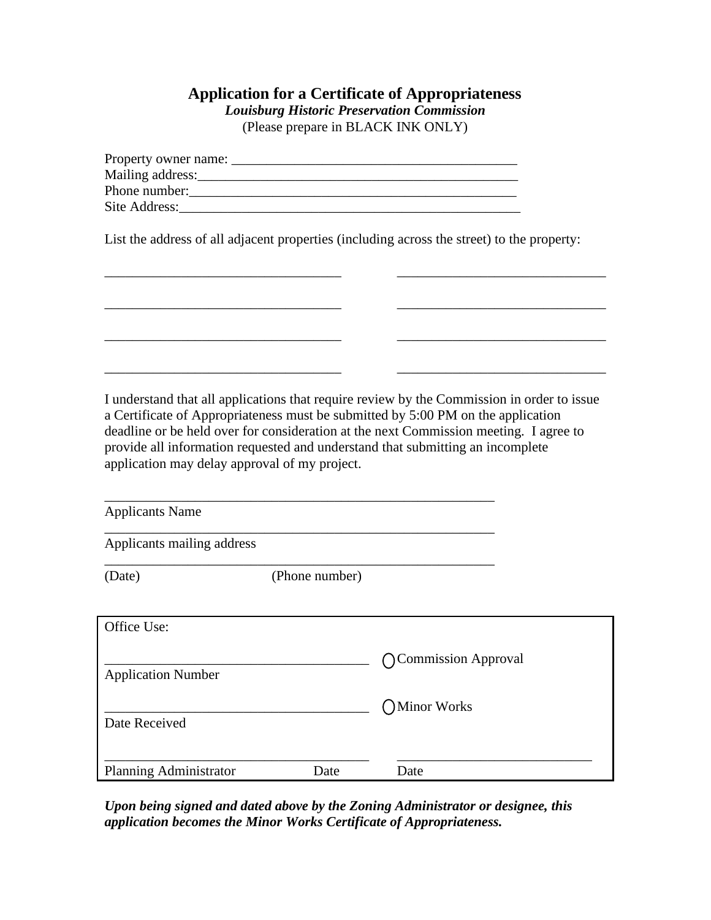# Application for a Certificate of Appropriateness

***Louisburg Historic Preservation Commission***

(Please prepare in BLACK INK ONLY)

Property owner name: ___________________________________________

Mailing address:_____________________________________________

Phone number:______________________________________________

Site Address:________________________________________________

List the address of all adjacent properties (including across the street) to the property:

___________________________________ ______________________________

___________________________________ ______________________________

___________________________________ ______________________________

___________________________________ ______________________________

I understand that all applications that require review by the Commission in order to issue a Certificate of Appropriateness must be submitted by 5:00 PM on the application deadline or be held over for consideration at the next Commission meeting. I agree to provide all information requested and understand that submitting an incomplete application may delay approval of my project.

__________________________________________________________

Applicants Name

__________________________________________________________

Applicants mailing address

__________________________________________________________

(Date) (Phone number)

---

Office Use:

_______________________________________ ◯ Commission Approval

Application Number

_______________________________________ ◯ Minor Works

Date Received

_______________________________________ ____________________________

Planning Administrator Date Date

---

***Upon being signed and dated above by the Zoning Administrator or designee, this application becomes the Minor Works Certificate of Appropriateness.***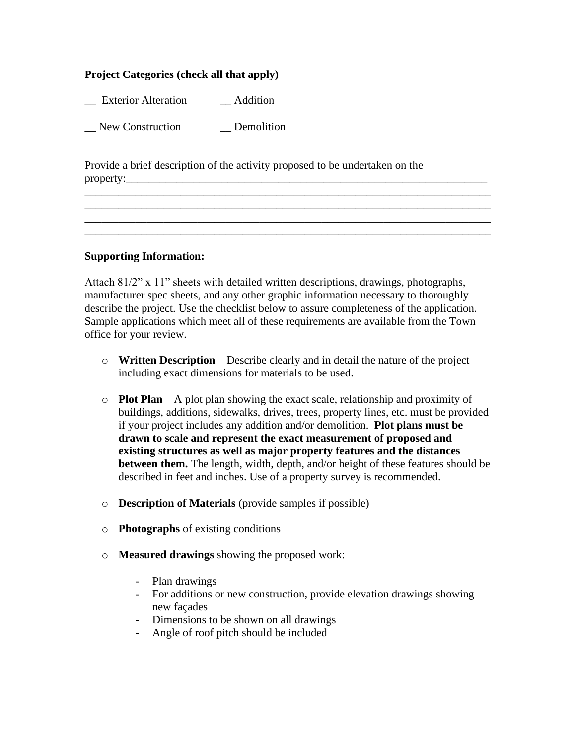**Project Categories (check all that apply)**

__ Exterior Alteration    __ Addition

__ New Construction    __ Demolition

Provide a brief description of the activity proposed to be undertaken on the property:______________________________________________________________________
______________________________________________________________________________
______________________________________________________________________________
______________________________________________________________________________
______________________________________________________________________________

**Supporting Information:**

Attach 81/2" x 11" sheets with detailed written descriptions, drawings, photographs, manufacturer spec sheets, and any other graphic information necessary to thoroughly describe the project. Use the checklist below to assure completeness of the application. Sample applications which meet all of these requirements are available from the Town office for your review.

- **Written Description** – Describe clearly and in detail the nature of the project including exact dimensions for materials to be used.
- **Plot Plan** – A plot plan showing the exact scale, relationship and proximity of buildings, additions, sidewalks, drives, trees, property lines, etc. must be provided if your project includes any addition and/or demolition. **Plot plans must be drawn to scale and represent the exact measurement of proposed and existing structures as well as major property features and the distances between them.** The length, width, depth, and/or height of these features should be described in feet and inches. Use of a property survey is recommended.
- **Description of Materials** (provide samples if possible)
- **Photographs** of existing conditions
- **Measured drawings** showing the proposed work:
  - Plan drawings
  - For additions or new construction, provide elevation drawings showing new façades
  - Dimensions to be shown on all drawings
  - Angle of roof pitch should be included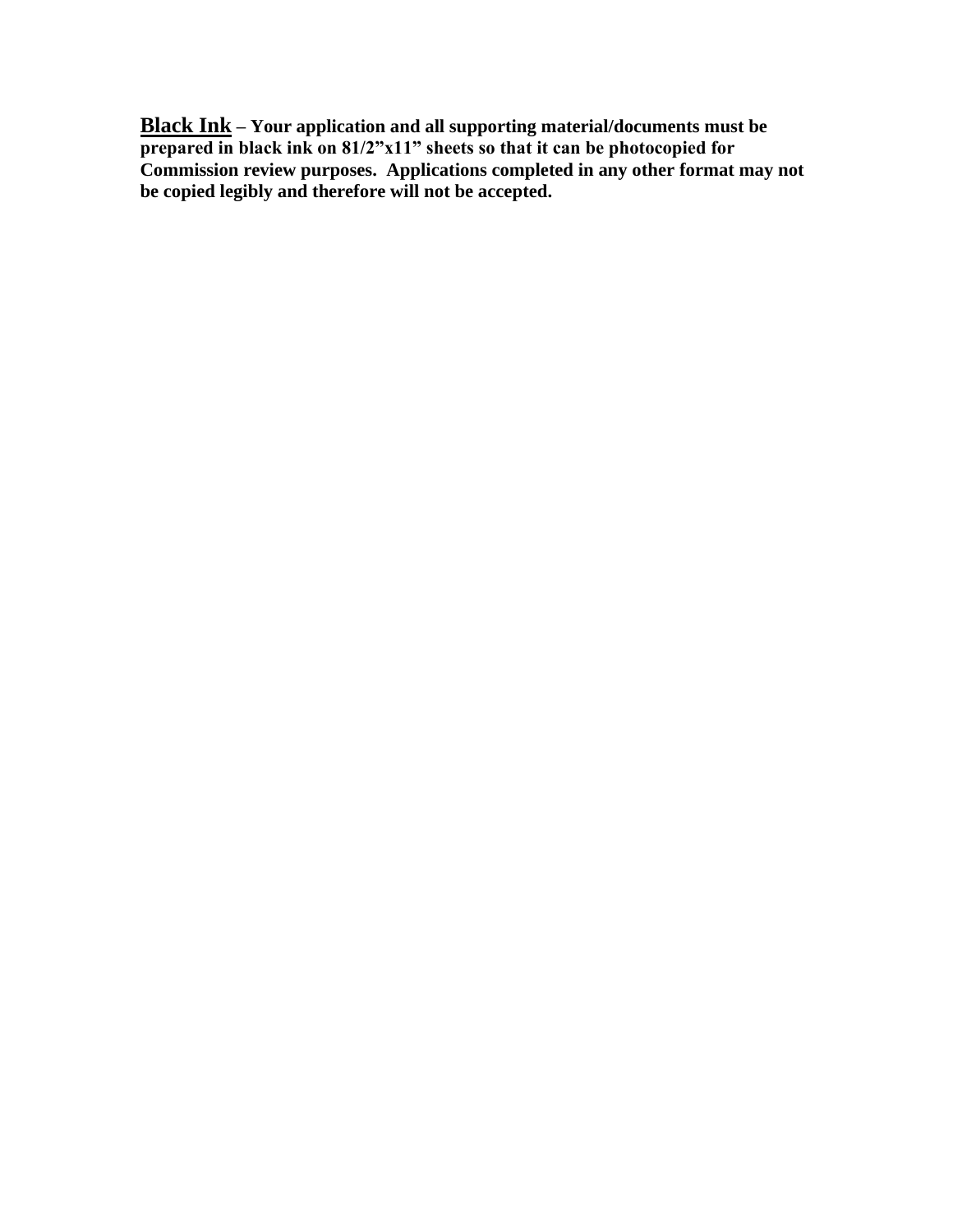**<u>Black Ink</u> – Your application and all supporting material/documents must be prepared in black ink on 81/2"x11" sheets so that it can be photocopied for Commission review purposes. Applications completed in any other format may not be copied legibly and therefore will not be accepted.**